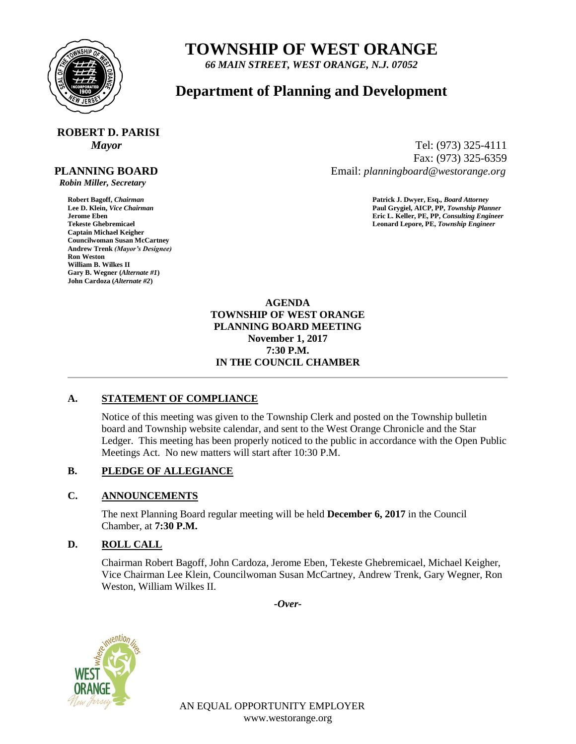# TOWNSHIP OF WEST ORANGE

*66 MAIN STREET, WEST ORANGE, N.J. 07052*

## Department of Planning and Development

**ROBERT D. PARISI**
*Mayor*

Tel: (973) 325-4111
Fax: (973) 325-6359
Email: *planningboard@westorange.org*

**PLANNING BOARD**
*Robin Miller, Secretary*

**Robert Bagoff,** ***Chairman***
**Lee D. Klein,** ***Vice Chairman***
**Jerome Eben**
**Tekeste Ghebremicael**
**Captain Michael Keigher**
**Councilwoman Susan McCartney**
**Andrew Trenk** ***(Mayor's Designee)***
**Ron Weston**
**William B. Wilkes II**
**Gary B. Wegner (*****Alternate #1*****)**
**John Cardoza (*****Alternate #2*****)**

**Patrick J. Dwyer, Esq.,** ***Board Attorney***
**Paul Grygiel, AICP, PP,** ***Township Planner***
**Eric L. Keller, PE, PP,** ***Consulting Engineer***
**Leonard Lepore, PE,** ***Township Engineer***

**AGENDA**
**TOWNSHIP OF WEST ORANGE**
**PLANNING BOARD MEETING**
**November 1, 2017**
**7:30 P.M.**
**IN THE COUNCIL CHAMBER**

---

**A. STATEMENT OF COMPLIANCE**

Notice of this meeting was given to the Township Clerk and posted on the Township bulletin board and Township website calendar, and sent to the West Orange Chronicle and the Star Ledger. This meeting has been properly noticed to the public in accordance with the Open Public Meetings Act. No new matters will start after 10:30 P.M.

**B. PLEDGE OF ALLEGIANCE**

**C. ANNOUNCEMENTS**

The next Planning Board regular meeting will be held **December 6, 2017** in the Council Chamber, at **7:30 P.M.**

**D. ROLL CALL**

Chairman Robert Bagoff, John Cardoza, Jerome Eben, Tekeste Ghebremicael, Michael Keigher, Vice Chairman Lee Klein, Councilwoman Susan McCartney, Andrew Trenk, Gary Wegner, Ron Weston, William Wilkes II.

***-Over-***

AN EQUAL OPPORTUNITY EMPLOYER
www.westorange.org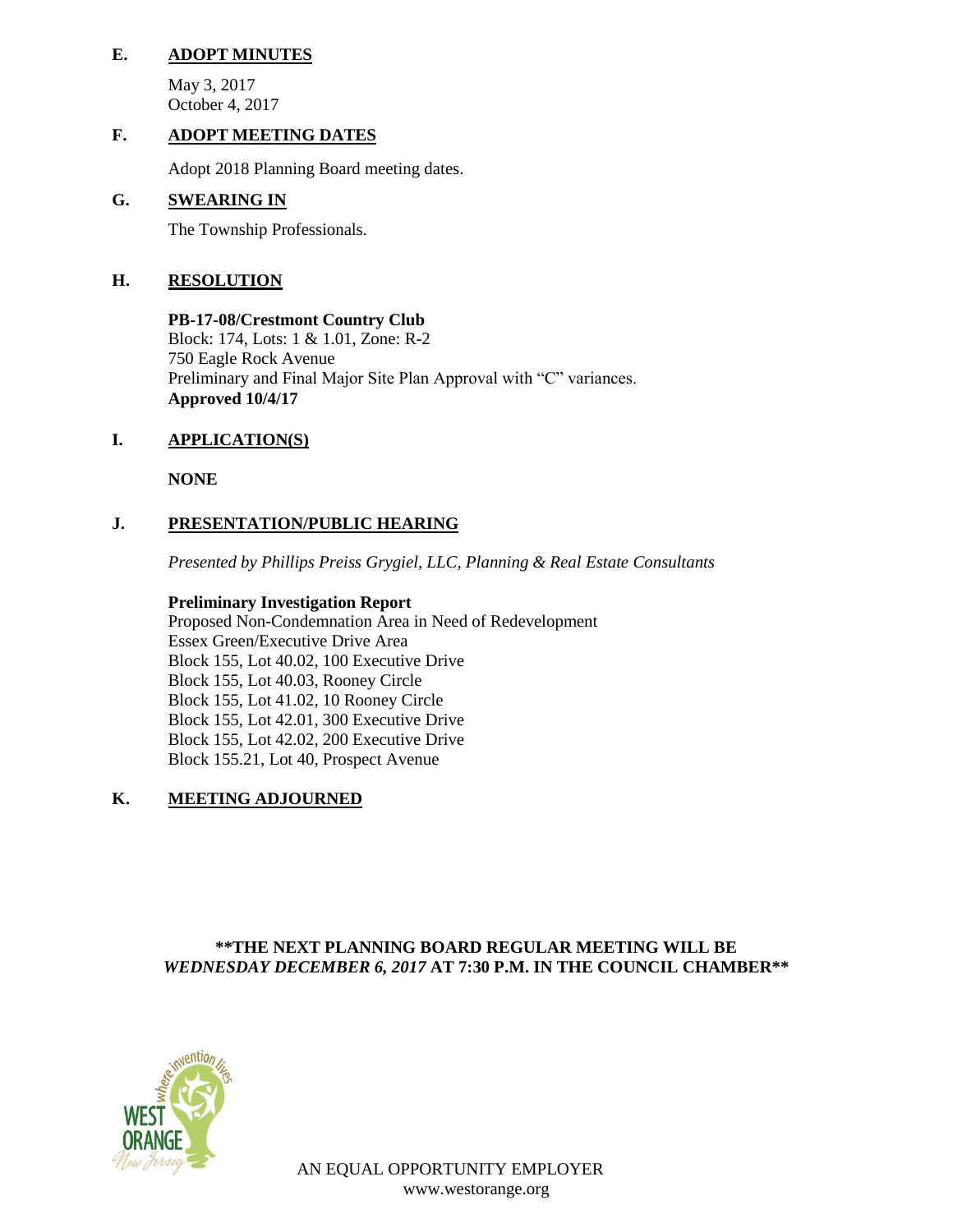## E. ADOPT MINUTES

May 3, 2017
October 4, 2017

## F. ADOPT MEETING DATES

Adopt 2018 Planning Board meeting dates.

## G. SWEARING IN

The Township Professionals.

## H. RESOLUTION

**PB-17-08/Crestmont Country Club**
Block: 174, Lots: 1 & 1.01, Zone: R-2
750 Eagle Rock Avenue
Preliminary and Final Major Site Plan Approval with "C" variances.
**Approved 10/4/17**

## I. APPLICATION(S)

**NONE**

## J. PRESENTATION/PUBLIC HEARING

*Presented by Phillips Preiss Grygiel, LLC, Planning & Real Estate Consultants*

**Preliminary Investigation Report**
Proposed Non-Condemnation Area in Need of Redevelopment
Essex Green/Executive Drive Area
Block 155, Lot 40.02, 100 Executive Drive
Block 155, Lot 40.03, Rooney Circle
Block 155, Lot 41.02, 10 Rooney Circle
Block 155, Lot 42.01, 300 Executive Drive
Block 155, Lot 42.02, 200 Executive Drive
Block 155.21, Lot 40, Prospect Avenue

## K. MEETING ADJOURNED

**\*\*THE NEXT PLANNING BOARD REGULAR MEETING WILL BE *WEDNESDAY DECEMBER 6, 2017* AT 7:30 P.M. IN THE COUNCIL CHAMBER\*\***

AN EQUAL OPPORTUNITY EMPLOYER
www.westorange.org